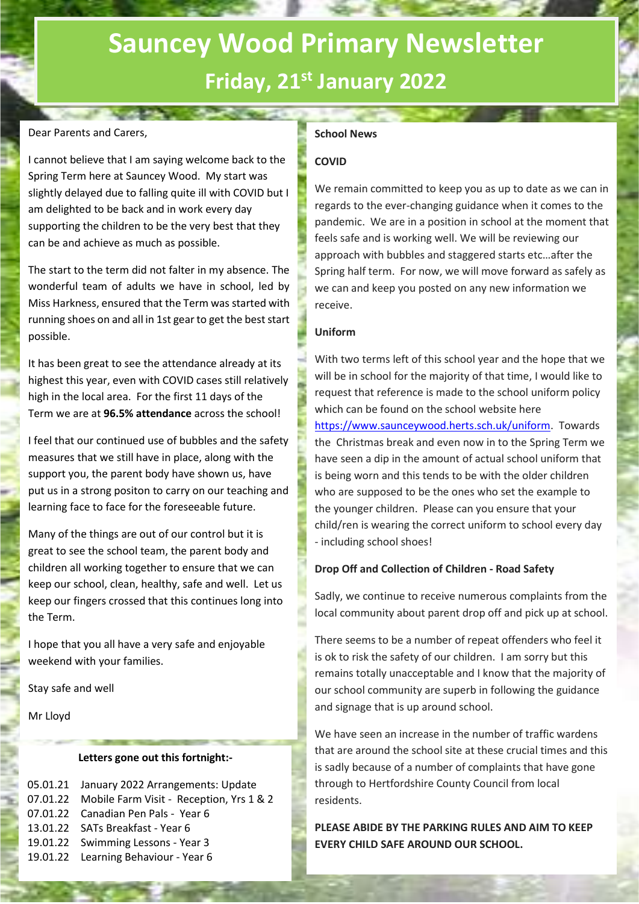# Sauncey Wood Primary Newsletter

## Friday, 21st January 2022

Dear Parents and Carers,

I cannot believe that I am saying welcome back to the Spring Term here at Sauncey Wood. My start was slightly delayed due to falling quite ill with COVID but I am delighted to be back and in work every day supporting the children to be the very best that they can be and achieve as much as possible.

The start to the term did not falter in my absence. The wonderful team of adults we have in school, led by Miss Harkness, ensured that the Term was started with running shoes on and all in 1st gear to get the best start possible.

It has been great to see the attendance already at its highest this year, even with COVID cases still relatively high in the local area. For the first 11 days of the Term we are at **96.5% attendance** across the school!

I feel that our continued use of bubbles and the safety measures that we still have in place, along with the support you, the parent body have shown us, have put us in a strong positon to carry on our teaching and learning face to face for the foreseeable future.

Many of the things are out of our control but it is great to see the school team, the parent body and children all working together to ensure that we can keep our school, clean, healthy, safe and well. Let us keep our fingers crossed that this continues long into the Term.

I hope that you all have a very safe and enjoyable weekend with your families.

Stay safe and well

Mr Lloyd

**Letters gone out this fortnight:-**

| | |
|---|---|
| 05.01.21 | January 2022 Arrangements: Update |
| 07.01.22 | Mobile Farm Visit - Reception, Yrs 1 & 2 |
| 07.01.22 | Canadian Pen Pals - Year 6 |
| 13.01.22 | SATs Breakfast - Year 6 |
| 19.01.22 | Swimming Lessons - Year 3 |
| 19.01.22 | Learning Behaviour - Year 6 |

**School News**

**COVID**

We remain committed to keep you as up to date as we can in regards to the ever-changing guidance when it comes to the pandemic. We are in a position in school at the moment that feels safe and is working well. We will be reviewing our approach with bubbles and staggered starts etc…after the Spring half term. For now, we will move forward as safely as we can and keep you posted on any new information we receive.

**Uniform**

With two terms left of this school year and the hope that we will be in school for the majority of that time, I would like to request that reference is made to the school uniform policy which can be found on the school website here https://www.saunceywood.herts.sch.uk/uniform. Towards the Christmas break and even now in to the Spring Term we have seen a dip in the amount of actual school uniform that is being worn and this tends to be with the older children who are supposed to be the ones who set the example to the younger children. Please can you ensure that your child/ren is wearing the correct uniform to school every day - including school shoes!

**Drop Off and Collection of Children - Road Safety**

Sadly, we continue to receive numerous complaints from the local community about parent drop off and pick up at school.

There seems to be a number of repeat offenders who feel it is ok to risk the safety of our children. I am sorry but this remains totally unacceptable and I know that the majority of our school community are superb in following the guidance and signage that is up around school.

We have seen an increase in the number of traffic wardens that are around the school site at these crucial times and this is sadly because of a number of complaints that have gone through to Hertfordshire County Council from local residents.

**PLEASE ABIDE BY THE PARKING RULES AND AIM TO KEEP EVERY CHILD SAFE AROUND OUR SCHOOL.**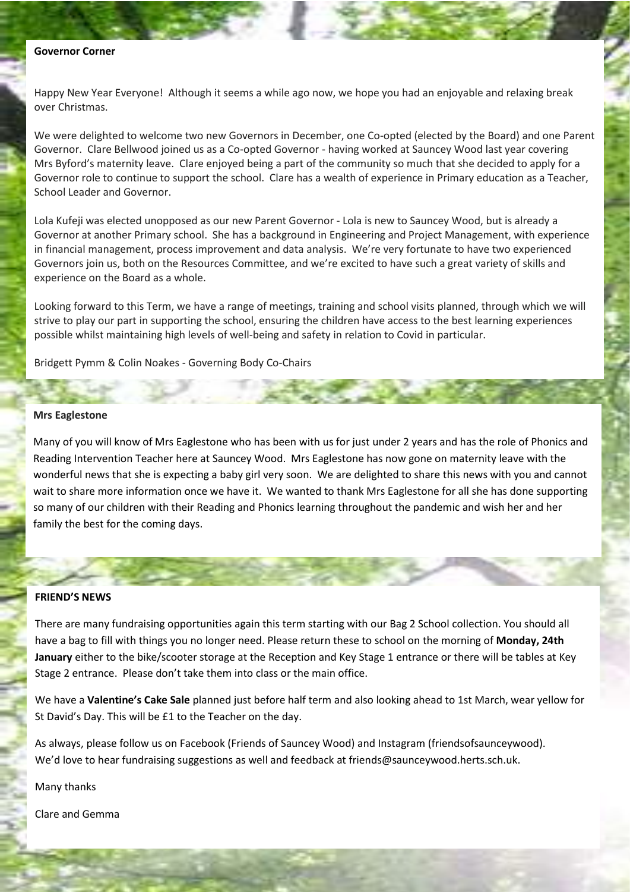## Governor Corner

Happy New Year Everyone! Although it seems a while ago now, we hope you had an enjoyable and relaxing break over Christmas.

We were delighted to welcome two new Governors in December, one Co-opted (elected by the Board) and one Parent Governor. Clare Bellwood joined us as a Co-opted Governor - having worked at Sauncey Wood last year covering Mrs Byford's maternity leave. Clare enjoyed being a part of the community so much that she decided to apply for a Governor role to continue to support the school. Clare has a wealth of experience in Primary education as a Teacher, School Leader and Governor.

Lola Kufeji was elected unopposed as our new Parent Governor - Lola is new to Sauncey Wood, but is already a Governor at another Primary school. She has a background in Engineering and Project Management, with experience in financial management, process improvement and data analysis. We're very fortunate to have two experienced Governors join us, both on the Resources Committee, and we're excited to have such a great variety of skills and experience on the Board as a whole.

Looking forward to this Term, we have a range of meetings, training and school visits planned, through which we will strive to play our part in supporting the school, ensuring the children have access to the best learning experiences possible whilst maintaining high levels of well-being and safety in relation to Covid in particular.

Bridgett Pymm & Colin Noakes - Governing Body Co-Chairs

## Mrs Eaglestone

Many of you will know of Mrs Eaglestone who has been with us for just under 2 years and has the role of Phonics and Reading Intervention Teacher here at Sauncey Wood. Mrs Eaglestone has now gone on maternity leave with the wonderful news that she is expecting a baby girl very soon. We are delighted to share this news with you and cannot wait to share more information once we have it. We wanted to thank Mrs Eaglestone for all she has done supporting so many of our children with their Reading and Phonics learning throughout the pandemic and wish her and her family the best for the coming days.

## FRIEND'S NEWS

There are many fundraising opportunities again this term starting with our Bag 2 School collection. You should all have a bag to fill with things you no longer need. Please return these to school on the morning of **Monday, 24th January** either to the bike/scooter storage at the Reception and Key Stage 1 entrance or there will be tables at Key Stage 2 entrance. Please don't take them into class or the main office.

We have a **Valentine's Cake Sale** planned just before half term and also looking ahead to 1st March, wear yellow for St David's Day. This will be £1 to the Teacher on the day.

As always, please follow us on Facebook (Friends of Sauncey Wood) and Instagram (friendsofsaunceywood). We'd love to hear fundraising suggestions as well and feedback at friends@saunceywood.herts.sch.uk.

Many thanks

Clare and Gemma